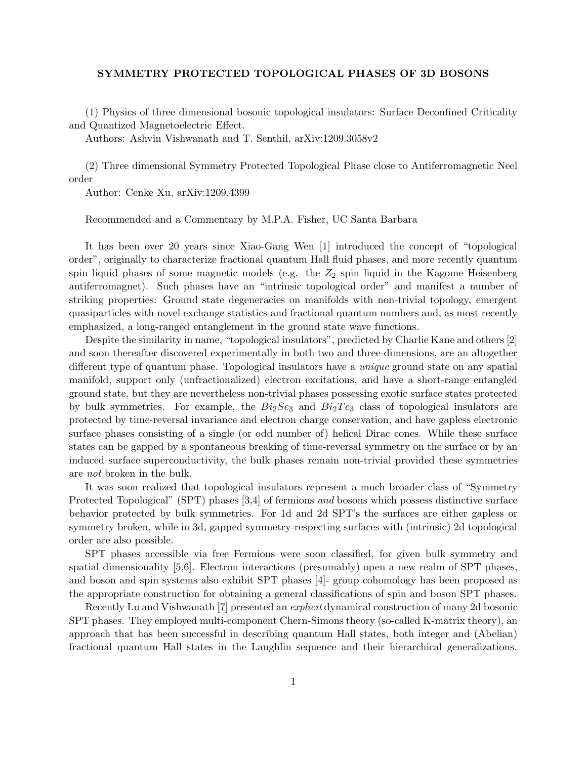# SYMMETRY PROTECTED TOPOLOGICAL PHASES OF 3D BOSONS

(1) Physics of three dimensional bosonic topological insulators: Surface Deconfined Criticality and Quantized Magnetoelectric Effect.

Authors: Ashvin Vishwanath and T. Senthil, arXiv:1209.3058v2

(2) Three dimensional Symmetry Protected Topological Phase close to Antiferromagnetic Neel order

Author: Cenke Xu, arXiv:1209.4399

Recommended and a Commentary by M.P.A. Fisher, UC Santa Barbara

It has been over 20 years since Xiao-Gang Wen [1] introduced the concept of "topological order", originally to characterize fractional quantum Hall fluid phases, and more recently quantum spin liquid phases of some magnetic models (e.g. the $Z_2$ spin liquid in the Kagome Heisenberg antiferromagnet). Such phases have an "intrinsic topological order" and manifest a number of striking properties: Ground state degeneracies on manifolds with non-trivial topology, emergent quasiparticles with novel exchange statistics and fractional quantum numbers and, as most recently emphasized, a long-ranged entanglement in the ground state wave functions.

Despite the similarity in name, "topological insulators", predicted by Charlie Kane and others [2] and soon thereafter discovered experimentally in both two and three-dimensions, are an altogether different type of quantum phase. Topological insulators have a *unique* ground state on any spatial manifold, support only (unfractionalized) electron excitations, and have a short-range entangled ground state, but they are nevertheless non-trivial phases possessing exotic surface states protected by bulk symmetries. For example, the $Bi_2Se_3$ and $Bi_2Te_3$ class of topological insulators are protected by time-reversal invariance and electron charge conservation, and have gapless electronic surface phases consisting of a single (or odd number of) helical Dirac cones. While these surface states can be gapped by a spontaneous breaking of time-reversal symmetry on the surface or by an induced surface superconductivity, the bulk phases remain non-trivial provided these symmetries are *not* broken in the bulk.

It was soon realized that topological insulators represent a much broader class of "Symmetry Protected Topological" (SPT) phases [3,4] of fermions *and* bosons which possess distinctive surface behavior protected by bulk symmetries. For 1d and 2d SPT's the surfaces are either gapless or symmetry broken, while in 3d, gapped symmetry-respecting surfaces with (intrinsic) 2d topological order are also possible.

SPT phases accessible via free Fermions were soon classified, for given bulk symmetry and spatial dimensionality [5,6]. Electron interactions (presumably) open a new realm of SPT phases, and boson and spin systems also exhibit SPT phases [4]- group cohomology has been proposed as the appropriate construction for obtaining a general classifications of spin and boson SPT phases.

Recently Lu and Vishwanath [7] presented an *explicit* dynamical construction of many 2d bosonic SPT phases. They employed multi-component Chern-Simons theory (so-called K-matrix theory), an approach that has been successful in describing quantum Hall states, both integer and (Abelian) fractional quantum Hall states in the Laughlin sequence and their hierarchical generalizations.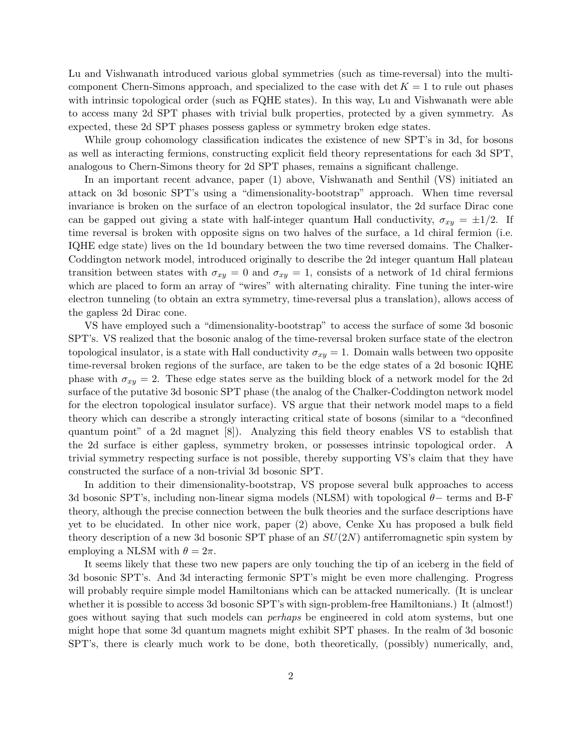Lu and Vishwanath introduced various global symmetries (such as time-reversal) into the multi-component Chern-Simons approach, and specialized to the case with $\det K = 1$ to rule out phases with intrinsic topological order (such as FQHE states). In this way, Lu and Vishwanath were able to access many 2d SPT phases with trivial bulk properties, protected by a given symmetry. As expected, these 2d SPT phases possess gapless or symmetry broken edge states.

While group cohomology classification indicates the existence of new SPT's in 3d, for bosons as well as interacting fermions, constructing explicit field theory representations for each 3d SPT, analogous to Chern-Simons theory for 2d SPT phases, remains a significant challenge.

In an important recent advance, paper (1) above, Vishwanath and Senthil (VS) initiated an attack on 3d bosonic SPT's using a "dimensionality-bootstrap" approach. When time reversal invariance is broken on the surface of an electron topological insulator, the 2d surface Dirac cone can be gapped out giving a state with half-integer quantum Hall conductivity, $\sigma_{xy} = \pm 1/2$. If time reversal is broken with opposite signs on two halves of the surface, a 1d chiral fermion (i.e. IQHE edge state) lives on the 1d boundary between the two time reversed domains. The Chalker-Coddington network model, introduced originally to describe the 2d integer quantum Hall plateau transition between states with $\sigma_{xy} = 0$ and $\sigma_{xy} = 1$, consists of a network of 1d chiral fermions which are placed to form an array of "wires" with alternating chirality. Fine tuning the inter-wire electron tunneling (to obtain an extra symmetry, time-reversal plus a translation), allows access of the gapless 2d Dirac cone.

VS have employed such a "dimensionality-bootstrap" to access the surface of some 3d bosonic SPT's. VS realized that the bosonic analog of the time-reversal broken surface state of the electron topological insulator, is a state with Hall conductivity $\sigma_{xy} = 1$. Domain walls between two opposite time-reversal broken regions of the surface, are taken to be the edge states of a 2d bosonic IQHE phase with $\sigma_{xy} = 2$. These edge states serve as the building block of a network model for the 2d surface of the putative 3d bosonic SPT phase (the analog of the Chalker-Coddington network model for the electron topological insulator surface). VS argue that their network model maps to a field theory which can describe a strongly interacting critical state of bosons (similar to a "deconfined quantum point" of a 2d magnet [8]). Analyzing this field theory enables VS to establish that the 2d surface is either gapless, symmetry broken, or possesses intrinsic topological order. A trivial symmetry respecting surface is not possible, thereby supporting VS's claim that they have constructed the surface of a non-trivial 3d bosonic SPT.

In addition to their dimensionality-bootstrap, VS propose several bulk approaches to access 3d bosonic SPT's, including non-linear sigma models (NLSM) with topological $\theta-$ terms and B-F theory, although the precise connection between the bulk theories and the surface descriptions have yet to be elucidated. In other nice work, paper (2) above, Cenke Xu has proposed a bulk field theory description of a new 3d bosonic SPT phase of an $SU(2N)$ antiferromagnetic spin system by employing a NLSM with $\theta = 2\pi$.

It seems likely that these two new papers are only touching the tip of an iceberg in the field of 3d bosonic SPT's. And 3d interacting fermonic SPT's might be even more challenging. Progress will probably require simple model Hamiltonians which can be attacked numerically. (It is unclear whether it is possible to access 3d bosonic SPT's with sign-problem-free Hamiltonians.) It (almost!) goes without saying that such models can *perhaps* be engineered in cold atom systems, but one might hope that some 3d quantum magnets might exhibit SPT phases. In the realm of 3d bosonic SPT's, there is clearly much work to be done, both theoretically, (possibly) numerically, and,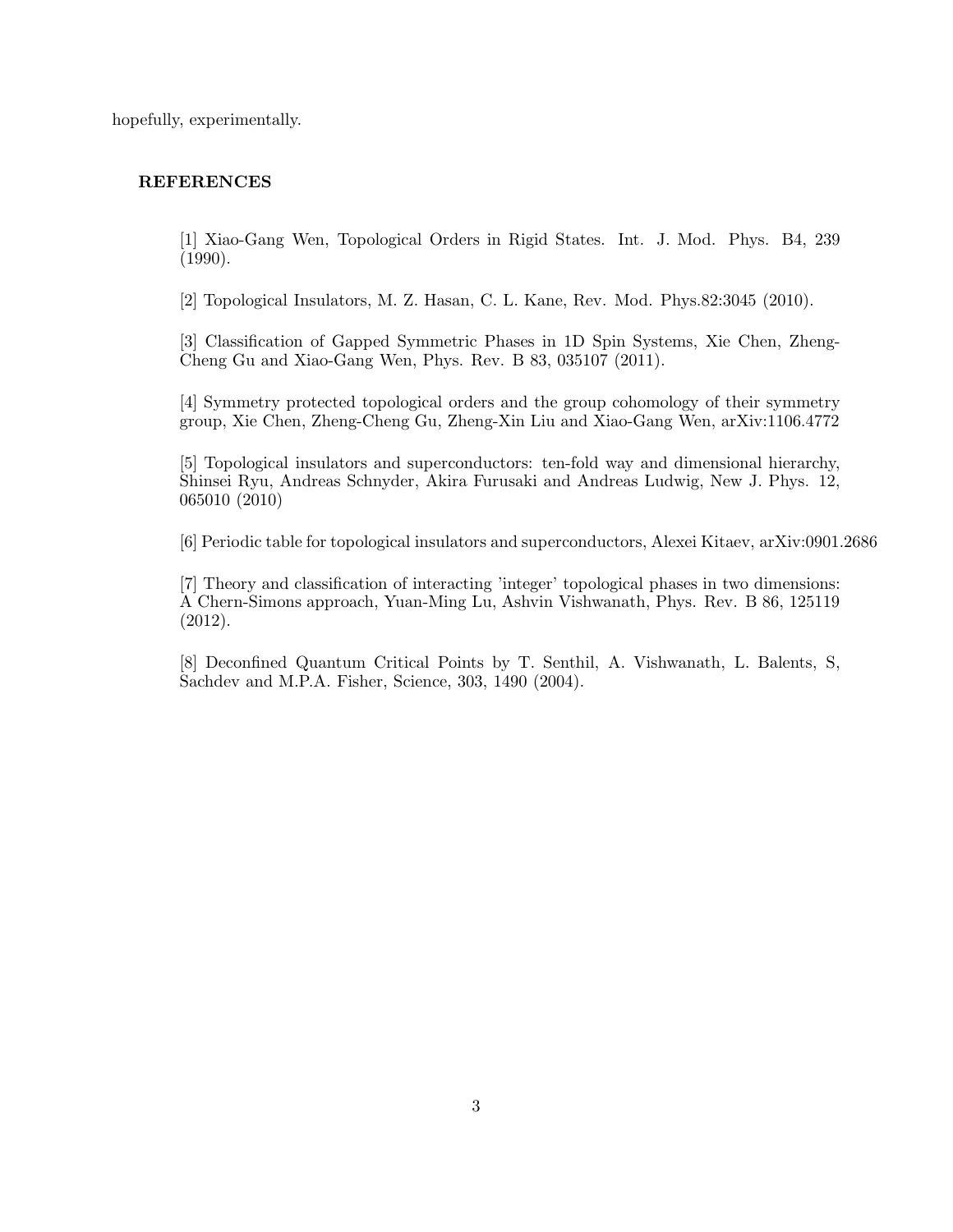hopefully, experimentally.

## REFERENCES

[1] Xiao-Gang Wen, Topological Orders in Rigid States. Int. J. Mod. Phys. B4, 239 (1990).

[2] Topological Insulators, M. Z. Hasan, C. L. Kane, Rev. Mod. Phys.82:3045 (2010).

[3] Classification of Gapped Symmetric Phases in 1D Spin Systems, Xie Chen, Zheng-Cheng Gu and Xiao-Gang Wen, Phys. Rev. B 83, 035107 (2011).

[4] Symmetry protected topological orders and the group cohomology of their symmetry group, Xie Chen, Zheng-Cheng Gu, Zheng-Xin Liu and Xiao-Gang Wen, arXiv:1106.4772

[5] Topological insulators and superconductors: ten-fold way and dimensional hierarchy, Shinsei Ryu, Andreas Schnyder, Akira Furusaki and Andreas Ludwig, New J. Phys. 12, 065010 (2010)

[6] Periodic table for topological insulators and superconductors, Alexei Kitaev, arXiv:0901.2686

[7] Theory and classification of interacting 'integer' topological phases in two dimensions: A Chern-Simons approach, Yuan-Ming Lu, Ashvin Vishwanath, Phys. Rev. B 86, 125119 (2012).

[8] Deconfined Quantum Critical Points by T. Senthil, A. Vishwanath, L. Balents, S, Sachdev and M.P.A. Fisher, Science, 303, 1490 (2004).